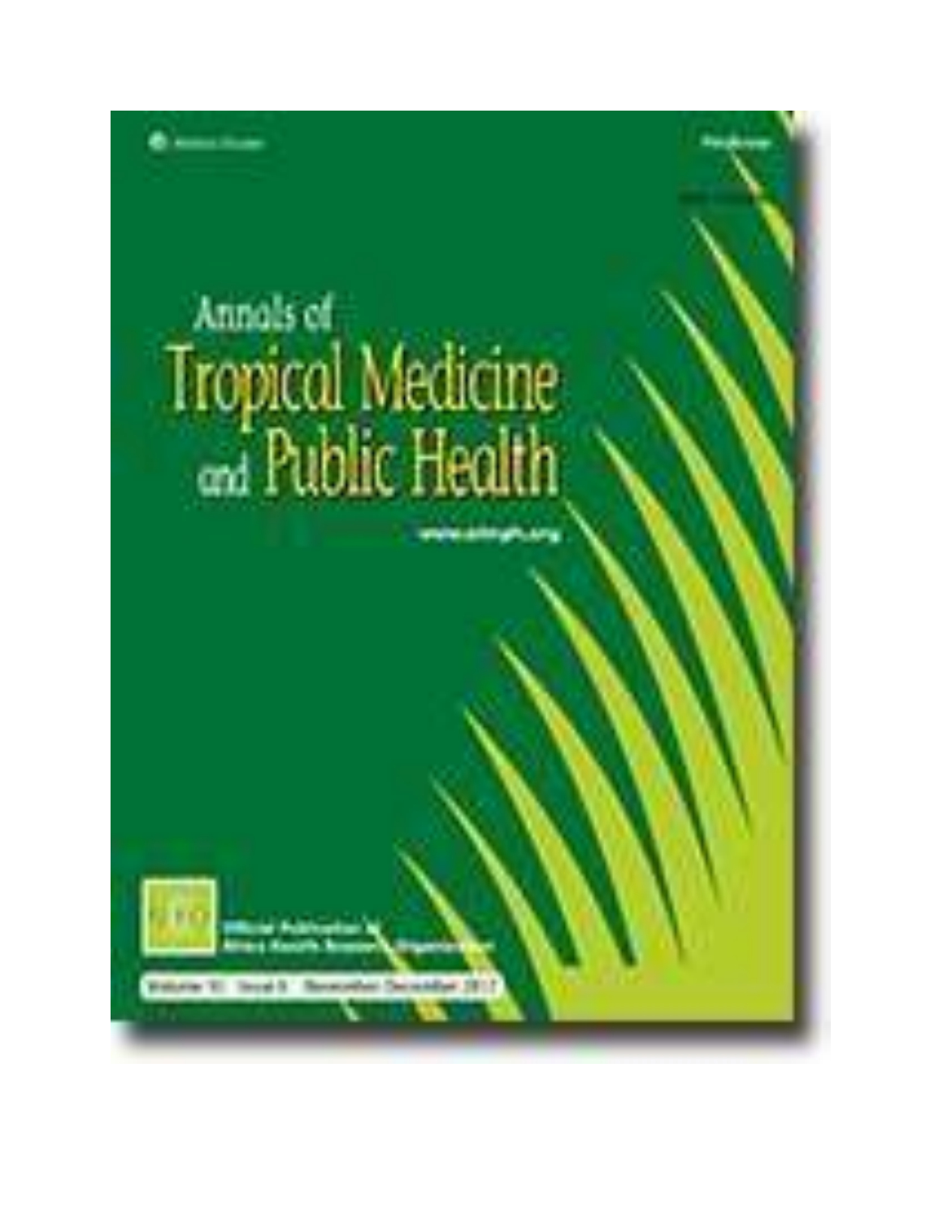Annals of

# Tropical Medicine and Public Health

www.atmph.org

Official Publication of
Africa Health Research Organization

Volume 10 · Issue 6 · November-December 2017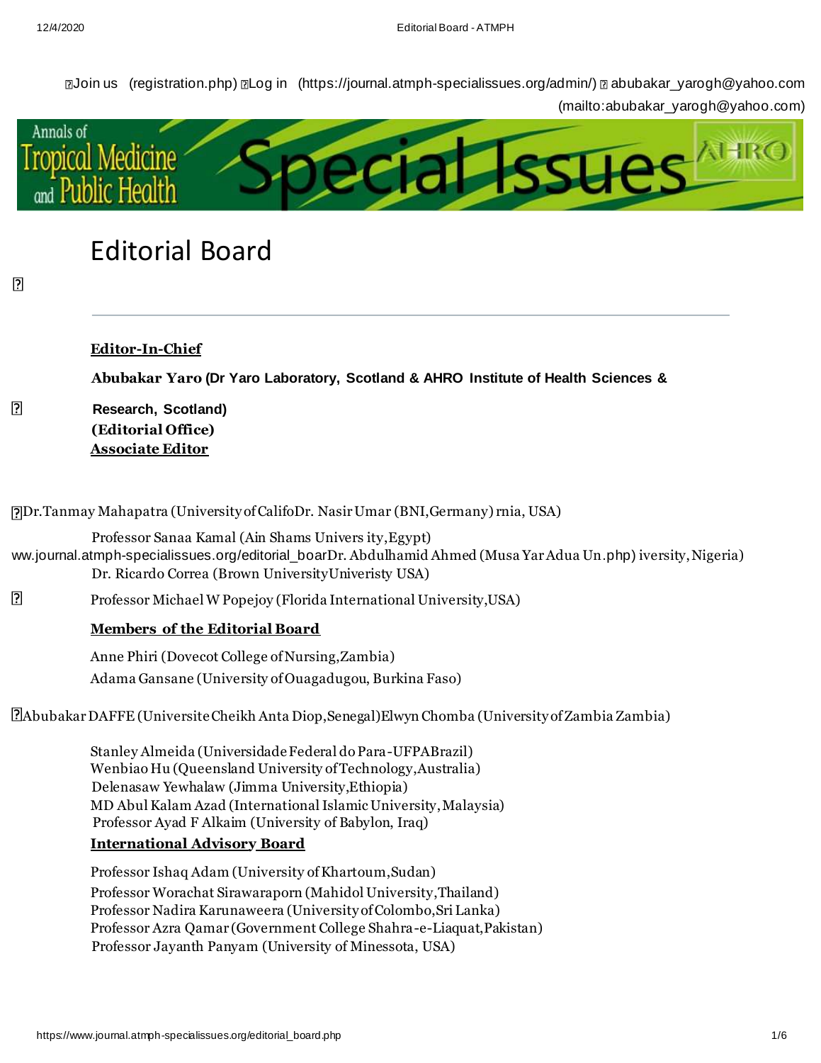Join us (registration.php) Log in (https://journal.atmph-specialissues.org/admin/) abubakar_yarogh@yahoo.com (mailto:abubakar_yarogh@yahoo.com)

# Editorial Board

**Editor-In-Chief**

**Abubakar Yaro (Dr Yaro Laboratory, Scotland & AHRO Institute of Health Sciences & Research, Scotland)**
**(Editorial Office)**

**Associate Editor**

Dr.Tanmay Mahapatra (University of California, USA)
Dr. Nasir Umar (BNI,Germany)
Professor Sanaa Kamal (Ain Shams University,Egypt)
Dr. Abdulhamid Ahmed (Musa Yar Adua University, Nigeria)
Dr. Ricardo Correa (Brown UniversityUniveristy USA)
Professor Michael W Popejoy (Florida International University,USA)

**Members of the Editorial Board**

Anne Phiri (Dovecot College of Nursing,Zambia)
Adama Gansane (University of Ouagadugou, Burkina Faso)
Abubakar DAFFE (Universite Cheikh Anta Diop,Senegal)
Elwyn Chomba (University of Zambia Zambia)
Stanley Almeida (Universidade Federal do Para-UFPABrazil)
Wenbiao Hu (Queensland University of Technology,Australia)
Delenasaw Yewhalaw (Jimma University,Ethiopia)
MD Abul Kalam Azad (International Islamic University, Malaysia)
Professor Ayad F Alkaim (University of Babylon, Iraq)

**International Advisory Board**

Professor Ishaq Adam (University of Khartoum,Sudan)
Professor Worachat Sirawaraporn (Mahidol University,Thailand)
Professor Nadira Karunaweera (University of Colombo,Sri Lanka)
Professor Azra Qamar (Government College Shahra-e-Liaqat,Pakistan)
Professor Jayanth Panyam (University of Minessota, USA)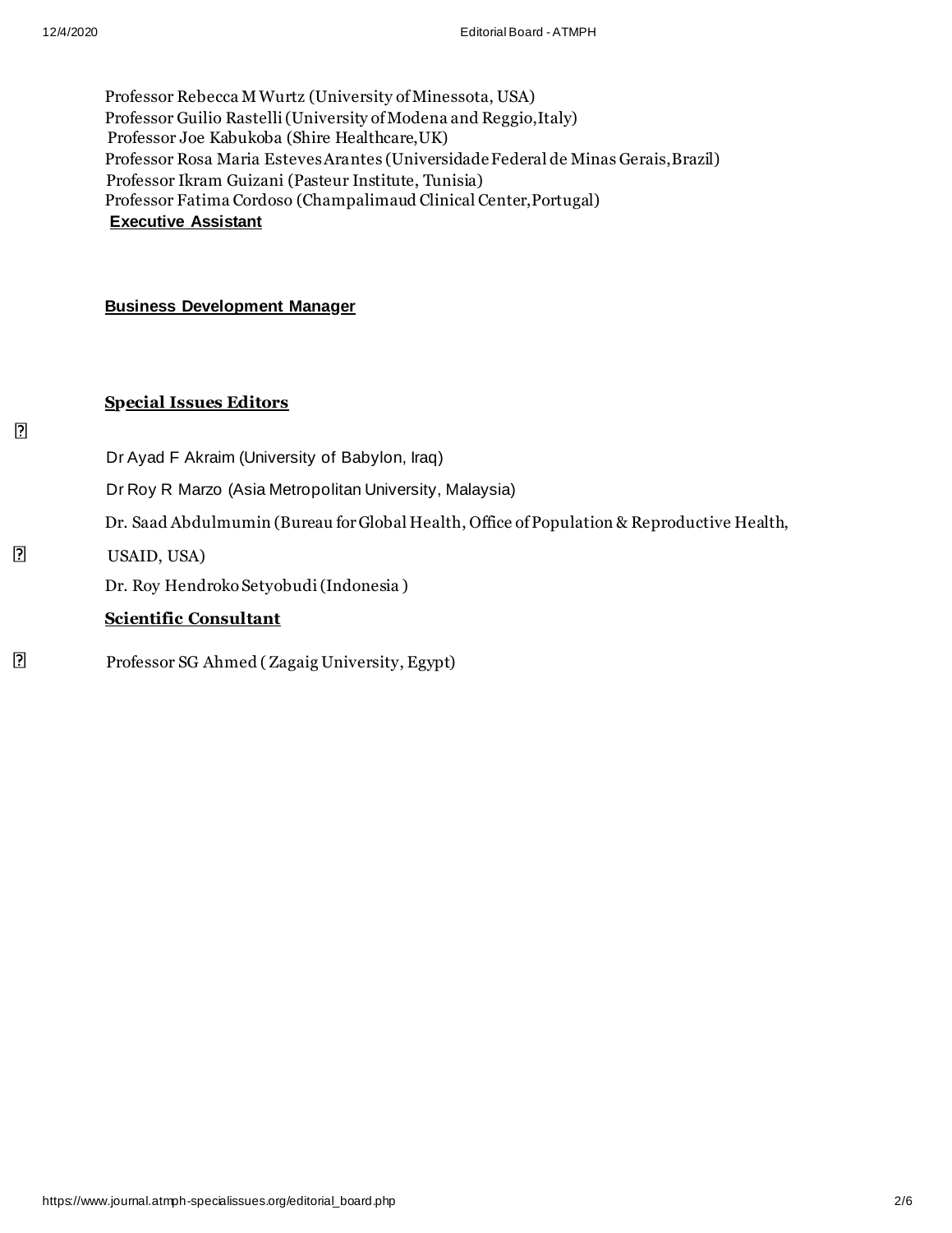Professor Rebecca M Wurtz (University of Minessota, USA)
Professor Guilio Rastelli (University of Modena and Reggio, Italy)
Professor Joe Kabukoba (Shire Healthcare, UK)
Professor Rosa Maria Esteves Arantes (Universidade Federal de Minas Gerais, Brazil)
Professor Ikram Guizani (Pasteur Institute, Tunisia)
Professor Fatima Cordoso (Champalimaud Clinical Center, Portugal)

**Executive Assistant**

**Business Development Manager**

**Special Issues Editors**

Dr Ayad F Akraim (University of Babylon, Iraq)

Dr Roy R Marzo (Asia Metropolitan University, Malaysia)

Dr. Saad Abdulmumin (Bureau for Global Health, Office of Population & Reproductive Health, USAID, USA)

Dr. Roy Hendroko Setyobudi (Indonesia )

**Scientific Consultant**

Professor SG Ahmed ( Zagaig University, Egypt)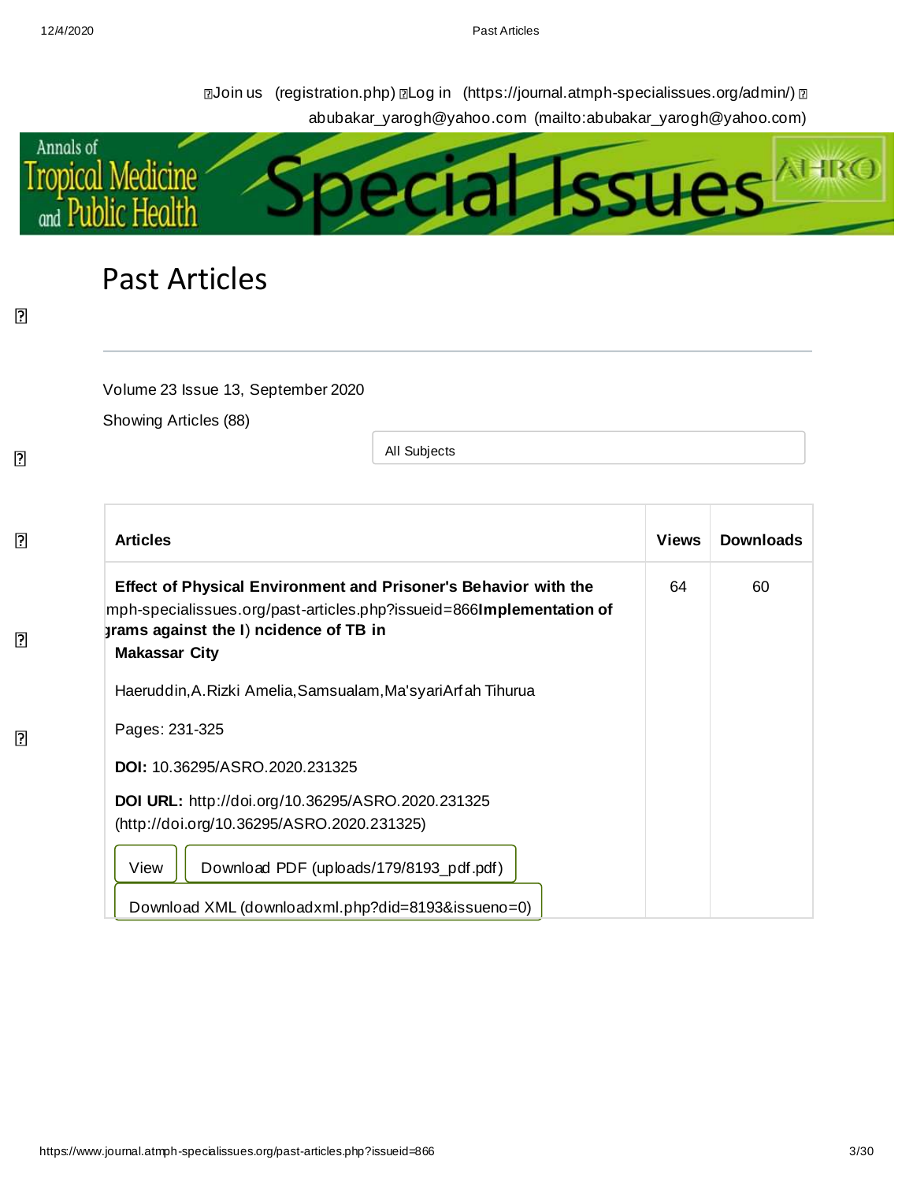☐Join us (registration.php) ☐Log in (https://journal.atmph-specialissues.org/admin/) ☐ abubakar_yarogh@yahoo.com (mailto:abubakar_yarogh@yahoo.com)

# Past Articles

Volume 23 Issue 13, September 2020

Showing Articles (88)

All Subjects

| Articles | Views | Downloads |
|---|---|---|
| **Effect of Physical Environment and Prisoner's Behavior with the** mph-specialissues.org/past-articles.php?issueid=866**Implementation of** **grams against the I**) **ncidence of TB in Makassar City**<br><br>Haeruddin,A.Rizki Amelia,Samsualam,Ma'syariArfah Tihurua<br><br>Pages: 231-325<br><br>**DOI:** 10.36295/ASRO.2020.231325<br><br>**DOI URL:** http://doi.org/10.36295/ASRO.2020.231325 (http://doi.org/10.36295/ASRO.2020.231325)<br><br>View Download PDF (uploads/179/8193_pdf.pdf)<br><br>Download XML (downloadxml.php?did=8193&issueno=0) | 64 | 60 |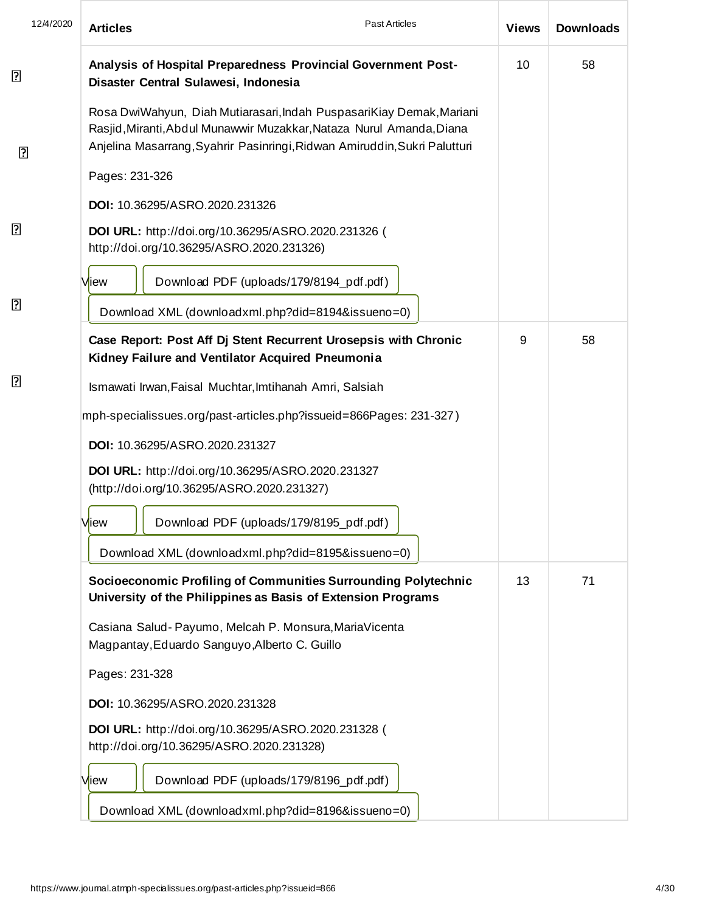| Articles | Views | Downloads |
|---|---|---|
| **Analysis of Hospital Preparedness Provincial Government Post-Disaster Central Sulawesi, Indonesia**<br><br>Rosa DwiWahyun, Diah Mutiarasari,Indah PuspasariKiay Demak,Mariani Rasjid,Miranti,Abdul Munawwir Muzakkar,Nataza Nurul Amanda,Diana Anjelina Masarrang,Syahrir Pasinringi,Ridwan Amiruddin,Sukri Palutturi<br><br>Pages: 231-326<br><br>**DOI:** 10.36295/ASRO.2020.231326<br><br>**DOI URL:** http://doi.org/10.36295/ASRO.2020.231326 ( http://doi.org/10.36295/ASRO.2020.231326)<br><br>View Download PDF (uploads/179/8194_pdf.pdf)<br><br>Download XML (downloadxml.php?did=8194&issueno=0) | 10 | 58 |
| **Case Report: Post Aff Dj Stent Recurrent Urosepsis with Chronic Kidney Failure and Ventilator Acquired Pneumonia**<br><br>Ismawati Irwan,Faisal Muchtar,Imtihanah Amri, Salsiah<br><br>mph-specialissues.org/past-articles.php?issueid=866Pages: 231-327)<br><br>**DOI:** 10.36295/ASRO.2020.231327<br><br>**DOI URL:** http://doi.org/10.36295/ASRO.2020.231327 (http://doi.org/10.36295/ASRO.2020.231327)<br><br>View Download PDF (uploads/179/8195_pdf.pdf)<br><br>Download XML (downloadxml.php?did=8195&issueno=0) | 9 | 58 |
| **Socioeconomic Profiling of Communities Surrounding Polytechnic University of the Philippines as Basis of Extension Programs**<br><br>Casiana Salud- Payumo, Melcah P. Monsura,MariaVicenta Magpantay,Eduardo Sanguyo,Alberto C. Guillo<br><br>Pages: 231-328<br><br>**DOI:** 10.36295/ASRO.2020.231328<br><br>**DOI URL:** http://doi.org/10.36295/ASRO.2020.231328 ( http://doi.org/10.36295/ASRO.2020.231328)<br><br>View Download PDF (uploads/179/8196_pdf.pdf)<br><br>Download XML (downloadxml.php?did=8196&issueno=0) | 13 | 71 |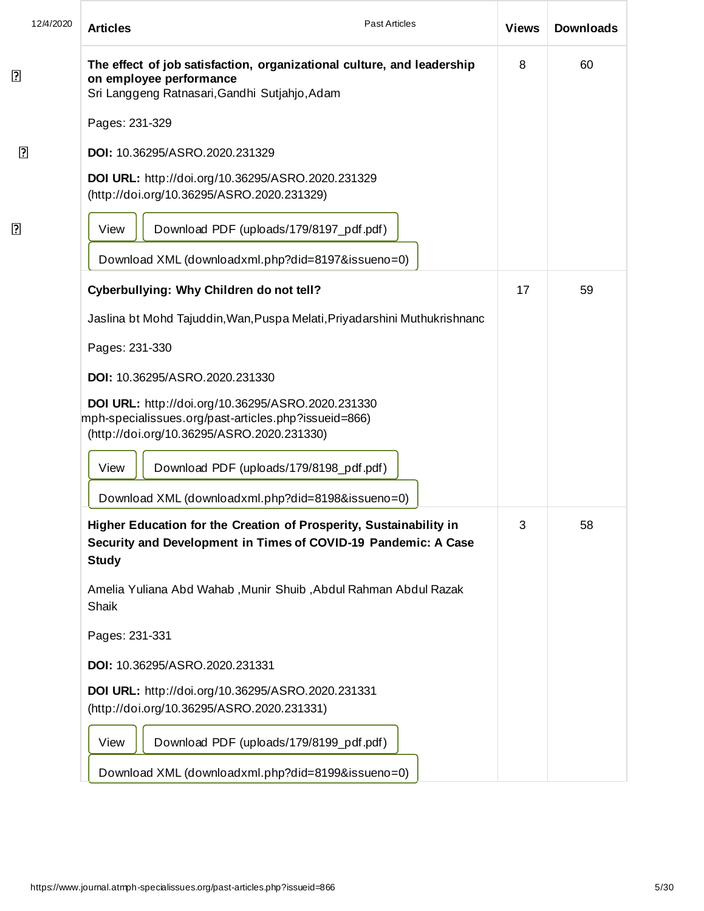| Articles | Views | Downloads |
|---|---|---|
| **The effect of job satisfaction, organizational culture, and leadership on employee performance**<br>Sri Langgeng Ratnasari,Gandhi Sutjahjo,Adam<br><br>Pages: 231-329<br><br>**DOI:** 10.36295/ASRO.2020.231329<br><br>**DOI URL:** http://doi.org/10.36295/ASRO.2020.231329 (http://doi.org/10.36295/ASRO.2020.231329)<br><br>View Download PDF (uploads/179/8197_pdf.pdf)<br><br>Download XML (downloadxml.php?did=8197&issueno=0) | 8 | 60 |
| **Cyberbullying: Why Children do not tell?**<br><br>Jaslina bt Mohd Tajuddin,Wan,Puspa Melati,Priyadarshini Muthukrishnanc<br><br>Pages: 231-330<br><br>**DOI:** 10.36295/ASRO.2020.231330<br><br>**DOI URL:** http://doi.org/10.36295/ASRO.2020.231330 (http://doi.org/10.36295/ASRO.2020.231330)<br><br>View Download PDF (uploads/179/8198_pdf.pdf)<br><br>Download XML (downloadxml.php?did=8198&issueno=0) | 17 | 59 |
| **Higher Education for the Creation of Prosperity, Sustainability in Security and Development in Times of COVID-19 Pandemic: A Case Study**<br><br>Amelia Yuliana Abd Wahab ,Munir Shuib ,Abdul Rahman Abdul Razak Shaik<br><br>Pages: 231-331<br><br>**DOI:** 10.36295/ASRO.2020.231331<br><br>**DOI URL:** http://doi.org/10.36295/ASRO.2020.231331 (http://doi.org/10.36295/ASRO.2020.231331)<br><br>View Download PDF (uploads/179/8199_pdf.pdf)<br><br>Download XML (downloadxml.php?did=8199&issueno=0) | 3 | 58 |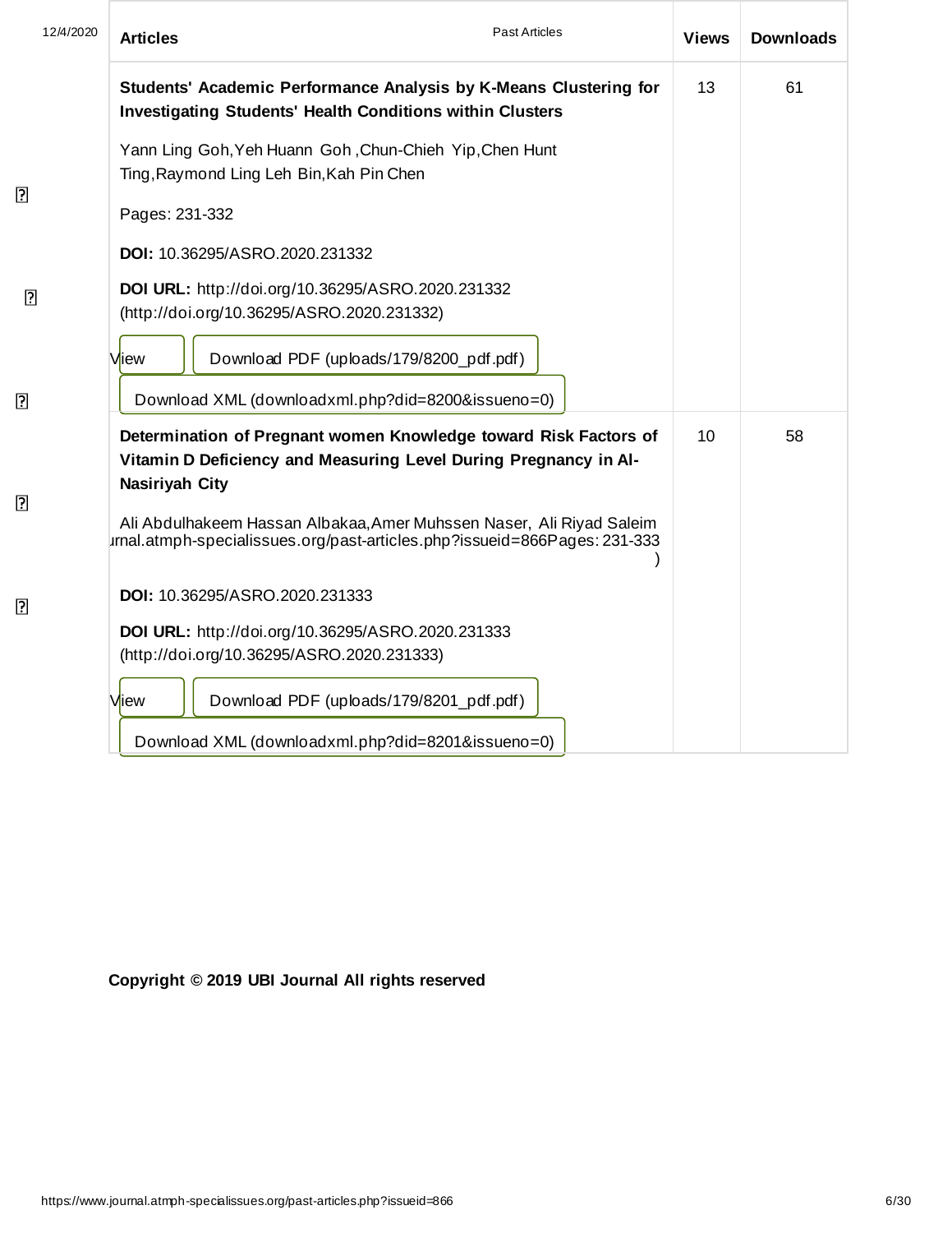| Articles | Views | Downloads |
|---|---|---|
| **Students' Academic Performance Analysis by K-Means Clustering for Investigating Students' Health Conditions within Clusters**<br><br>Yann Ling Goh,Yeh Huann Goh ,Chun-Chieh Yip,Chen Hunt Ting,Raymond Ling Leh Bin,Kah Pin Chen<br><br>Pages: 231-332<br><br>**DOI:** 10.36295/ASRO.2020.231332<br><br>**DOI URL:** http://doi.org/10.36295/ASRO.2020.231332 (http://doi.org/10.36295/ASRO.2020.231332)<br><br>View Download PDF (uploads/179/8200_pdf.pdf)<br><br>Download XML (downloadxml.php?did=8200&issueno=0) | 13 | 61 |
| **Determination of Pregnant women Knowledge toward Risk Factors of Vitamin D Deficiency and Measuring Level During Pregnancy in Al-Nasiriyah City**<br><br>Ali Abdulhakeem Hassan Albakaa,Amer Muhssen Naser, Ali Riyad Saleim<br><br>Pages: 231-333<br><br>**DOI:** 10.36295/ASRO.2020.231333<br><br>**DOI URL:** http://doi.org/10.36295/ASRO.2020.231333 (http://doi.org/10.36295/ASRO.2020.231333)<br><br>View Download PDF (uploads/179/8201_pdf.pdf)<br><br>Download XML (downloadxml.php?did=8201&issueno=0) | 10 | 58 |

**Copyright © 2019 UBI Journal All rights reserved**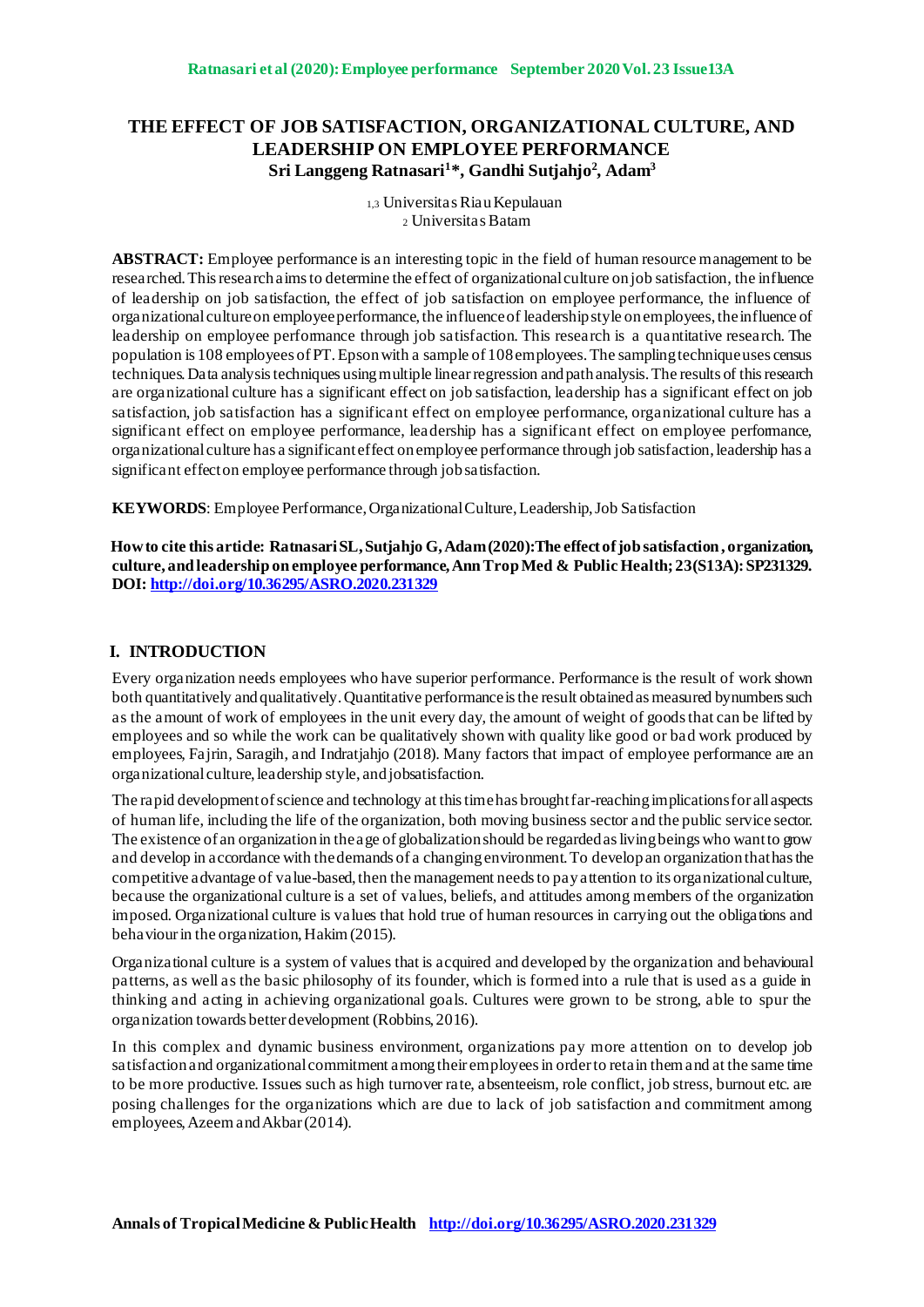# THE EFFECT OF JOB SATISFACTION, ORGANIZATIONAL CULTURE, AND LEADERSHIP ON EMPLOYEE PERFORMANCE

**Sri Langgeng Ratnasari[1]\*, Gandhi Sutjahjo[2], Adam[3]**

[1,3] Universitas Riau Kepulauan
[2] Universitas Batam

**ABSTRACT:** Employee performance is an interesting topic in the field of human resource management to be researched. This research aims to determine the effect of organizational culture on job satisfaction, the influence of leadership on job satisfaction, the effect of job satisfaction on employee performance, the influence of organizational culture on employee performance, the influence of leadership style on employees, the influence of leadership on employee performance through job satisfaction. This research is a quantitative research. The population is 108 employees of PT. Epson with a sample of 108 employees. The sampling technique uses census techniques. Data analysis techniques using multiple linear regression and path analysis. The results of this research are organizational culture has a significant effect on job satisfaction, leadership has a significant effect on job satisfaction, job satisfaction has a significant effect on employee performance, organizational culture has a significant effect on employee performance, leadership has a significant effect on employee performance, organizational culture has a significant effect on employee performance through job satisfaction, leadership has a significant effect on employee performance through job satisfaction.

**KEYWORDS**: Employee Performance, Organizational Culture, Leadership, Job Satisfaction

**How to cite this article: Ratnasari SL, Sutjahjo G, Adam (2020): The effect of job satisfaction, organization, culture, and leadership on employee performance, Ann Trop Med & Public Health; 23(S13A): SP231329. DOI: http://doi.org/10.36295/ASRO.2020.231329**

## I. INTRODUCTION

Every organization needs employees who have superior performance. Performance is the result of work shown both quantitatively and qualitatively. Quantitative performance is the result obtained as measured by numbers such as the amount of work of employees in the unit every day, the amount of weight of goods that can be lifted by employees and so while the work can be qualitatively shown with quality like good or bad work produced by employees, Fajrin, Saragih, and Indratjahjo (2018). Many factors that impact of employee performance are an organizational culture, leadership style, and job satisfaction.

The rapid development of science and technology at this time has brought far-reaching implications for all aspects of human life, including the life of the organization, both moving business sector and the public service sector. The existence of an organization in the age of globalization should be regarded as living beings who want to grow and develop in accordance with the demands of a changing environment. To develop an organization that has the competitive advantage of value-based, then the management needs to pay attention to its organizational culture, because the organizational culture is a set of values, beliefs, and attitudes among members of the organization imposed. Organizational culture is values that hold true of human resources in carrying out the obligations and behaviour in the organization, Hakim (2015).

Organizational culture is a system of values that is acquired and developed by the organization and behavioural patterns, as well as the basic philosophy of its founder, which is formed into a rule that is used as a guide in thinking and acting in achieving organizational goals. Cultures were grown to be strong, able to spur the organization towards better development (Robbins, 2016).

In this complex and dynamic business environment, organizations pay more attention on to develop job satisfaction and organizational commitment among their employees in order to retain them and at the same time to be more productive. Issues such as high turnover rate, absenteeism, role conflict, job stress, burnout etc. are posing challenges for the organizations which are due to lack of job satisfaction and commitment among employees, Azeem and Akbar (2014).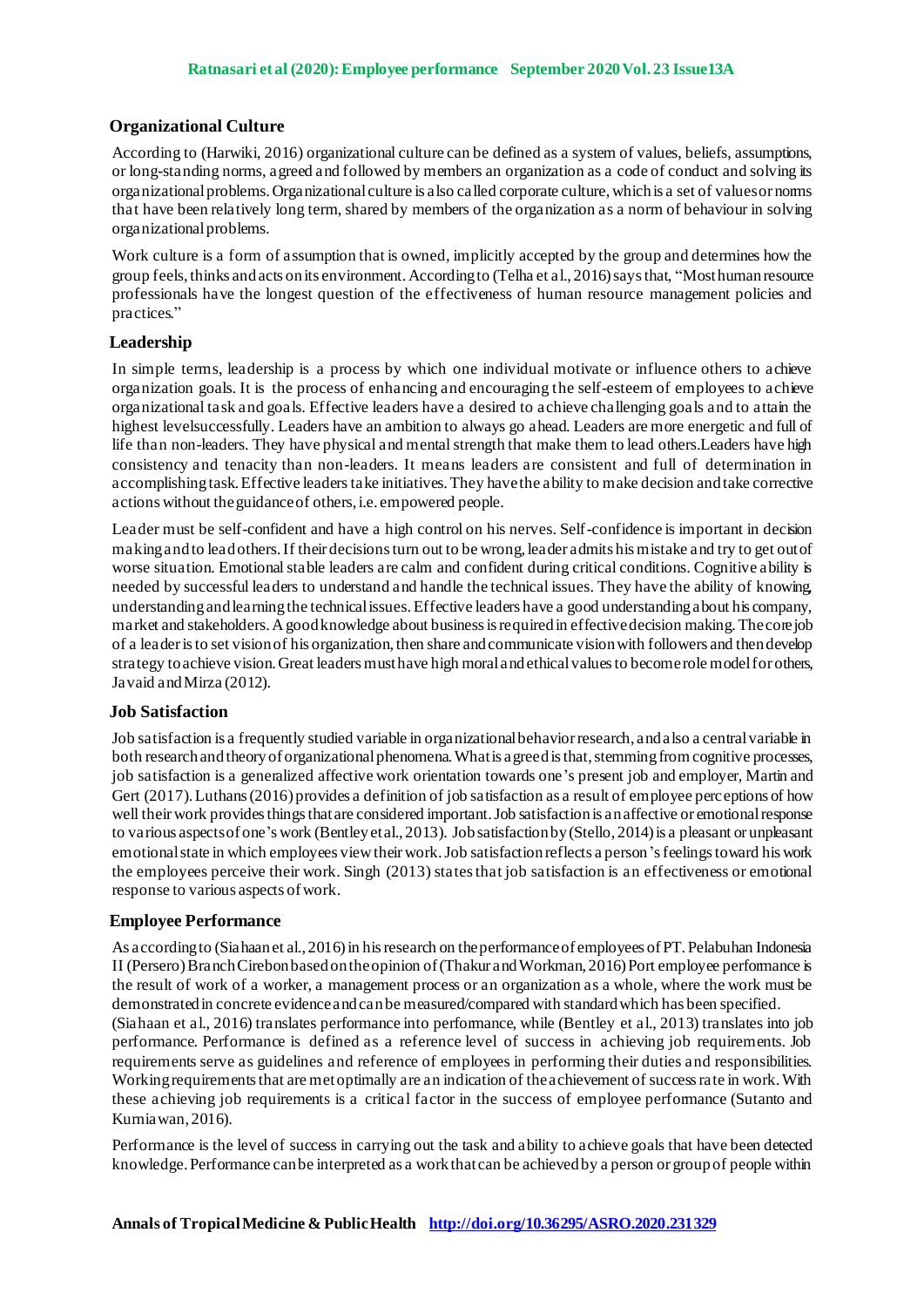## Organizational Culture

According to (Harwiki, 2016) organizational culture can be defined as a system of values, beliefs, assumptions, or long-standing norms, agreed and followed by members an organization as a code of conduct and solving its organizational problems. Organizational culture is also called corporate culture, which is a set of values or norms that have been relatively long term, shared by members of the organization as a norm of behaviour in solving organizational problems.

Work culture is a form of assumption that is owned, implicitly accepted by the group and determines how the group feels, thinks and acts on its environment. According to (Telha et al., 2016) says that, "Most human resource professionals have the longest question of the effectiveness of human resource management policies and practices."

## Leadership

In simple terms, leadership is a process by which one individual motivate or influence others to achieve organization goals. It is the process of enhancing and encouraging the self-esteem of employees to achieve organizational task and goals. Effective leaders have a desired to achieve challenging goals and to attain the highest levelsuccessfully. Leaders have an ambition to always go ahead. Leaders are more energetic and full of life than non-leaders. They have physical and mental strength that make them to lead others.Leaders have high consistency and tenacity than non-leaders. It means leaders are consistent and full of determination in accomplishing task. Effective leaders take initiatives. They have the ability to make decision and take corrective actions without the guidance of others, i.e. empowered people.

Leader must be self-confident and have a high control on his nerves. Self-confidence is important in decision making and to lead others. If their decisions turn out to be wrong, leader admits his mistake and try to get out of worse situation. Emotional stable leaders are calm and confident during critical conditions. Cognitive ability is needed by successful leaders to understand and handle the technical issues. They have the ability of knowing, understanding and learning the technical issues. Effective leaders have a good understanding about his company, market and stakeholders. A good knowledge about business is required in effective decision making. The core job of a leader is to set vision of his organization, then share and communicate vision with followers and then develop strategy to achieve vision. Great leaders must have high moral and ethical values to become role model for others, Javaid and Mirza (2012).

## Job Satisfaction

Job satisfaction is a frequently studied variable in organizational behavior research, and also a central variable in both research and theory of organizational phenomena. What is agreed is that, stemming from cognitive processes, job satisfaction is a generalized affective work orientation towards one's present job and employer, Martin and Gert (2017). Luthans (2016) provides a definition of job satisfaction as a result of employee perceptions of how well their work provides things that are considered important. Job satisfaction is an affective or emotional response to various aspects of one's work (Bentley et al., 2013). Job satisfaction by (Stello, 2014) is a pleasant or unpleasant emotional state in which employees view their work. Job satisfaction reflects a person's feelings toward his work the employees perceive their work. Singh (2013) states that job satisfaction is an effectiveness or emotional response to various aspects of work.

## Employee Performance

As according to (Siahaan et al., 2016) in his research on the performance of employees of PT. Pelabuhan Indonesia II (Persero) Branch Cirebon based on the opinion of (Thakur and Workman, 2016) Port employee performance is the result of work of a worker, a management process or an organization as a whole, where the work must be demonstrated in concrete evidence and can be measured/compared with standard which has been specified.
(Siahaan et al., 2016) translates performance into performance, while (Bentley et al., 2013) translates into job performance. Performance is defined as a reference level of success in achieving job requirements. Job requirements serve as guidelines and reference of employees in performing their duties and responsibilities. Working requirements that are met optimally are an indication of the achievement of success rate in work. With these achieving job requirements is a critical factor in the success of employee performance (Sutanto and Kurniawan, 2016).

Performance is the level of success in carrying out the task and ability to achieve goals that have been detected knowledge. Performance can be interpreted as a work that can be achieved by a person or group of people within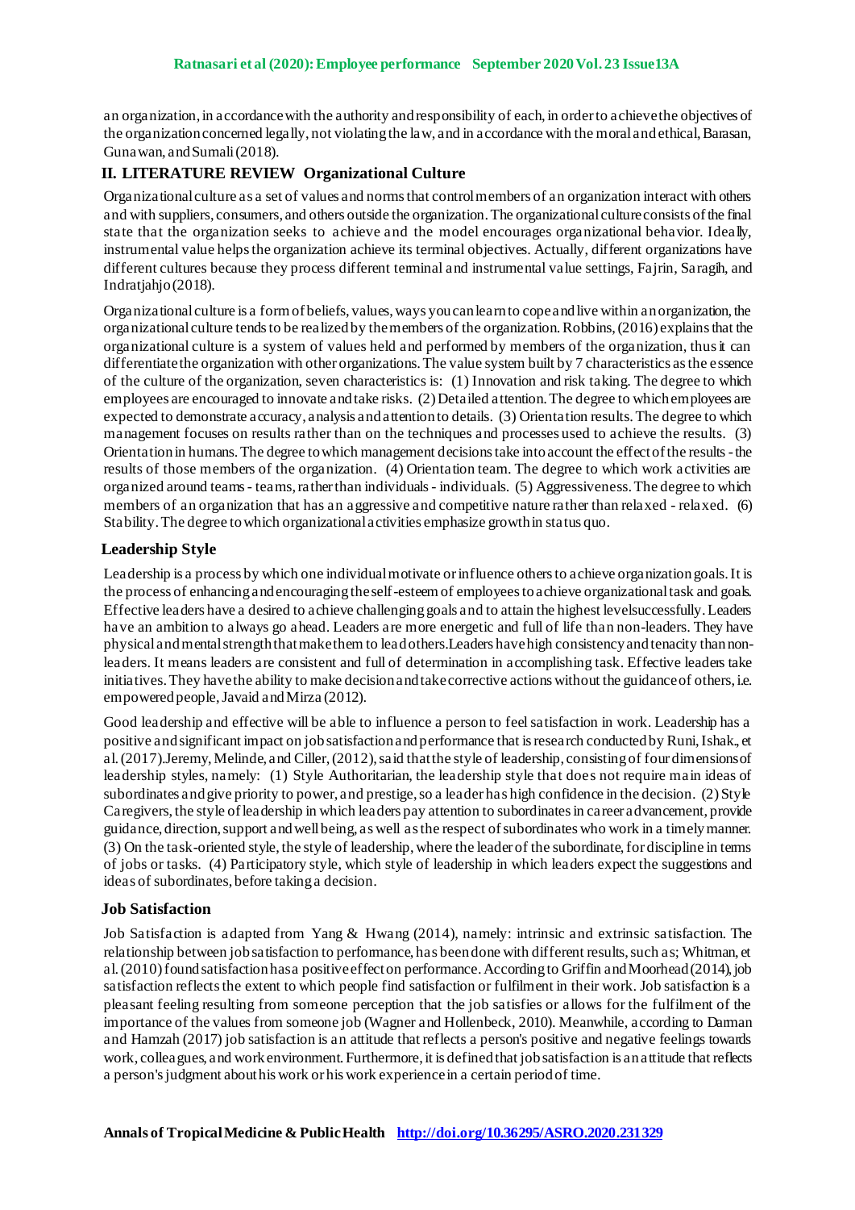an organization, in accordance with the authority and responsibility of each, in order to achieve the objectives of the organization concerned legally, not violating the law, and in accordance with the moral and ethical, Barasan, Gunawan, and Sumali (2018).

## II. LITERATURE REVIEW Organizational Culture

Organizational culture as a set of values and norms that control members of an organization interact with others and with suppliers, consumers, and others outside the organization. The organizational culture consists of the final state that the organization seeks to achieve and the model encourages organizational behavior. Ideally, instrumental value helps the organization achieve its terminal objectives. Actually, different organizations have different cultures because they process different terminal and instrumental value settings, Fajrin, Saragih, and Indratjahjo (2018).

Organizational culture is a form of beliefs, values, ways you can learn to cope and live within an organization, the organizational culture tends to be realized by the members of the organization. Robbins, (2016) explains that the organizational culture is a system of values held and performed by members of the organization, thus it can differentiate the organization with other organizations. The value system built by 7 characteristics as the essence of the culture of the organization, seven characteristics is: (1) Innovation and risk taking. The degree to which employees are encouraged to innovate and take risks. (2) Detailed attention. The degree to which employees are expected to demonstrate accuracy, analysis and attention to details. (3) Orientation results. The degree to which management focuses on results rather than on the techniques and processes used to achieve the results. (3) Orientation in humans. The degree to which management decisions take into account the effect of the results - the results of those members of the organization. (4) Orientation team. The degree to which work activities are organized around teams - teams, rather than individuals - individuals. (5) Aggressiveness. The degree to which members of an organization that has an aggressive and competitive nature rather than relaxed - relaxed. (6) Stability. The degree to which organizational activities emphasize growth in status quo.

## Leadership Style

Leadership is a process by which one individual motivate or influence others to achieve organization goals. It is the process of enhancing and encouraging the self-esteem of employees to achieve organizational task and goals. Effective leaders have a desired to achieve challenging goals and to attain the highest levelsuccessfully. Leaders have an ambition to always go ahead. Leaders are more energetic and full of life than non-leaders. They have physical and mental strength that make them to lead others.Leaders have high consistency and tenacity than non-leaders. It means leaders are consistent and full of determination in accomplishing task. Effective leaders take initiatives. They have the ability to make decision and take corrective actions without the guidance of others, i.e. empowered people, Javaid and Mirza (2012).

Good leadership and effective will be able to influence a person to feel satisfaction in work. Leadership has a positive and significant impact on job satisfaction and performance that is research conducted by Runi, Ishak., et al. (2017).Jeremy, Melinde, and Ciller, (2012), said that the style of leadership, consisting of four dimensions of leadership styles, namely: (1) Style Authoritarian, the leadership style that does not require main ideas of subordinates and give priority to power, and prestige, so a leader has high confidence in the decision. (2) Style Caregivers, the style of leadership in which leaders pay attention to subordinates in career advancement, provide guidance, direction, support and well being, as well as the respect of subordinates who work in a timely manner. (3) On the task-oriented style, the style of leadership, where the leader of the subordinate, for discipline in terms of jobs or tasks. (4) Participatory style, which style of leadership in which leaders expect the suggestions and ideas of subordinates, before taking a decision.

## Job Satisfaction

Job Satisfaction is adapted from Yang & Hwang (2014), namely: intrinsic and extrinsic satisfaction. The relationship between job satisfaction to performance, has been done with different results, such as; Whitman, et al. (2010) found satisfaction has a positive effect on performance. According to Griffin and Moorhead (2014), job satisfaction reflects the extent to which people find satisfaction or fulfilment in their work. Job satisfaction is a pleasant feeling resulting from someone perception that the job satisfies or allows for the fulfilment of the importance of the values from someone job (Wagner and Hollenbeck, 2010). Meanwhile, according to Darman and Hamzah (2017) job satisfaction is an attitude that reflects a person's positive and negative feelings towards work, colleagues, and work environment. Furthermore, it is defined that job satisfaction is an attitude that reflects a person's judgment about his work or his work experience in a certain period of time.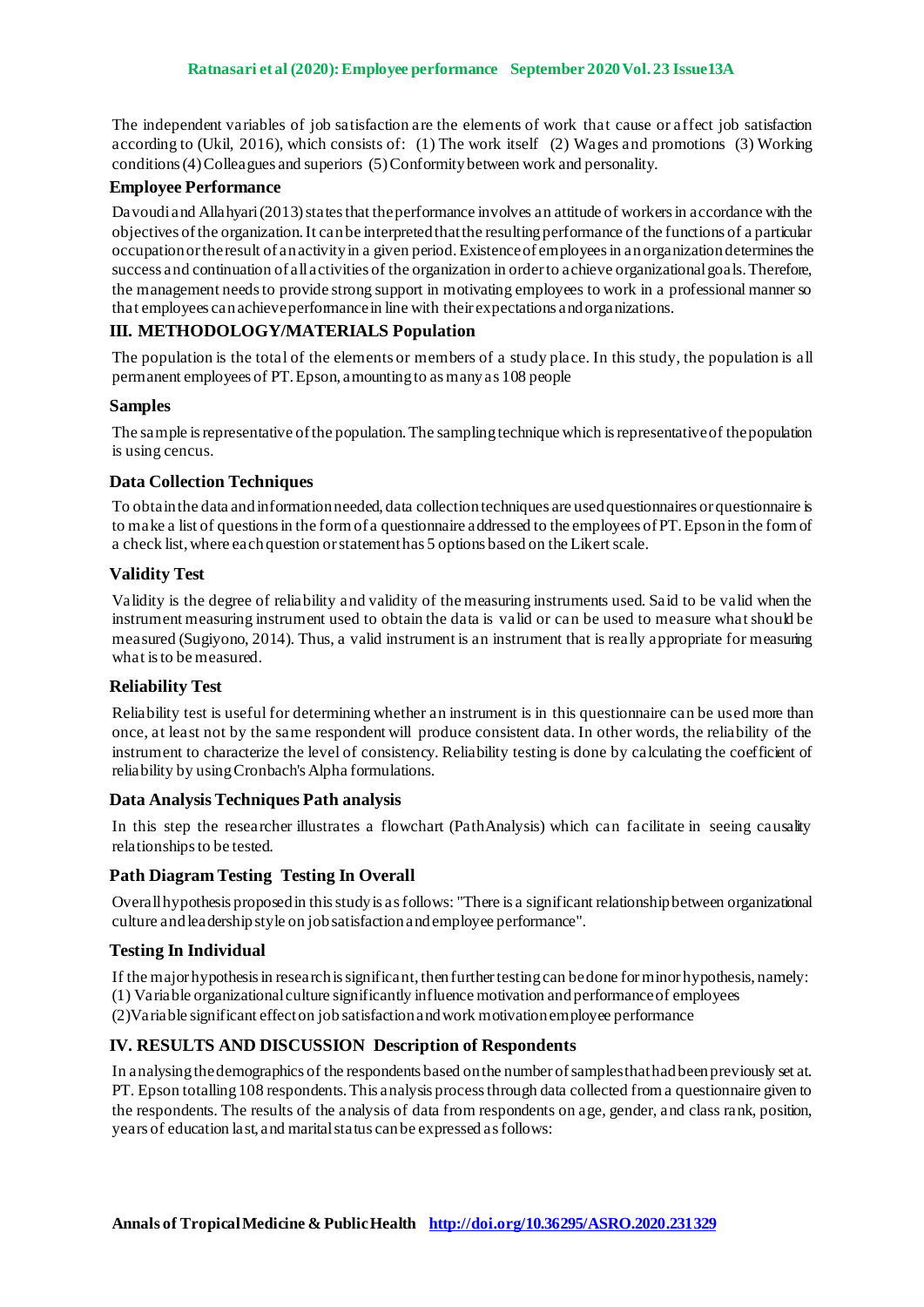The independent variables of job satisfaction are the elements of work that cause or affect job satisfaction according to (Ukil, 2016), which consists of: (1) The work itself (2) Wages and promotions (3) Working conditions (4) Colleagues and superiors (5) Conformity between work and personality.

### Employee Performance

Davoudi and Allahyari (2013) states that the performance involves an attitude of workers in accordance with the objectives of the organization. It can be interpreted that the resulting performance of the functions of a particular occupation or the result of an activity in a given period. Existence of employees in an organization determines the success and continuation of all activities of the organization in order to achieve organizational goals. Therefore, the management needs to provide strong support in motivating employees to work in a professional manner so that employees can achieve performance in line with their expectations and organizations.

## III. METHODOLOGY/MATERIALS Population

The population is the total of the elements or members of a study place. In this study, the population is all permanent employees of PT. Epson, amounting to as many as 108 people

### Samples

The sample is representative of the population. The sampling technique which is representative of the population is using cencus.

### Data Collection Techniques

To obtain the data and information needed, data collection techniques are used questionnaires or questionnaire is to make a list of questions in the form of a questionnaire addressed to the employees of PT. Epson in the form of a check list, where each question or statement has 5 options based on the Likert scale.

### Validity Test

Validity is the degree of reliability and validity of the measuring instruments used. Said to be valid when the instrument measuring instrument used to obtain the data is valid or can be used to measure what should be measured (Sugiyono, 2014). Thus, a valid instrument is an instrument that is really appropriate for measuring what is to be measured.

### Reliability Test

Reliability test is useful for determining whether an instrument is in this questionnaire can be used more than once, at least not by the same respondent will produce consistent data. In other words, the reliability of the instrument to characterize the level of consistency. Reliability testing is done by calculating the coefficient of reliability by using Cronbach's Alpha formulations.

### Data Analysis Techniques Path analysis

In this step the researcher illustrates a flowchart (PathAnalysis) which can facilitate in seeing causality relationships to be tested.

### Path Diagram Testing Testing In Overall

Overall hypothesis proposed in this study is as follows: "There is a significant relationship between organizational culture and leadership style on job satisfaction and employee performance".

### Testing In Individual

If the major hypothesis in research is significant, then further testing can be done for minor hypothesis, namely:
(1) Variable organizational culture significantly influence motivation and performance of employees
(2)Variable significant effect on job satisfaction and work motivation employee performance

## IV. RESULTS AND DISCUSSION Description of Respondents

In analysing the demographics of the respondents based on the number of samples that had been previously set at. PT. Epson totalling 108 respondents. This analysis process through data collected from a questionnaire given to the respondents. The results of the analysis of data from respondents on age, gender, and class rank, position, years of education last, and marital status can be expressed as follows: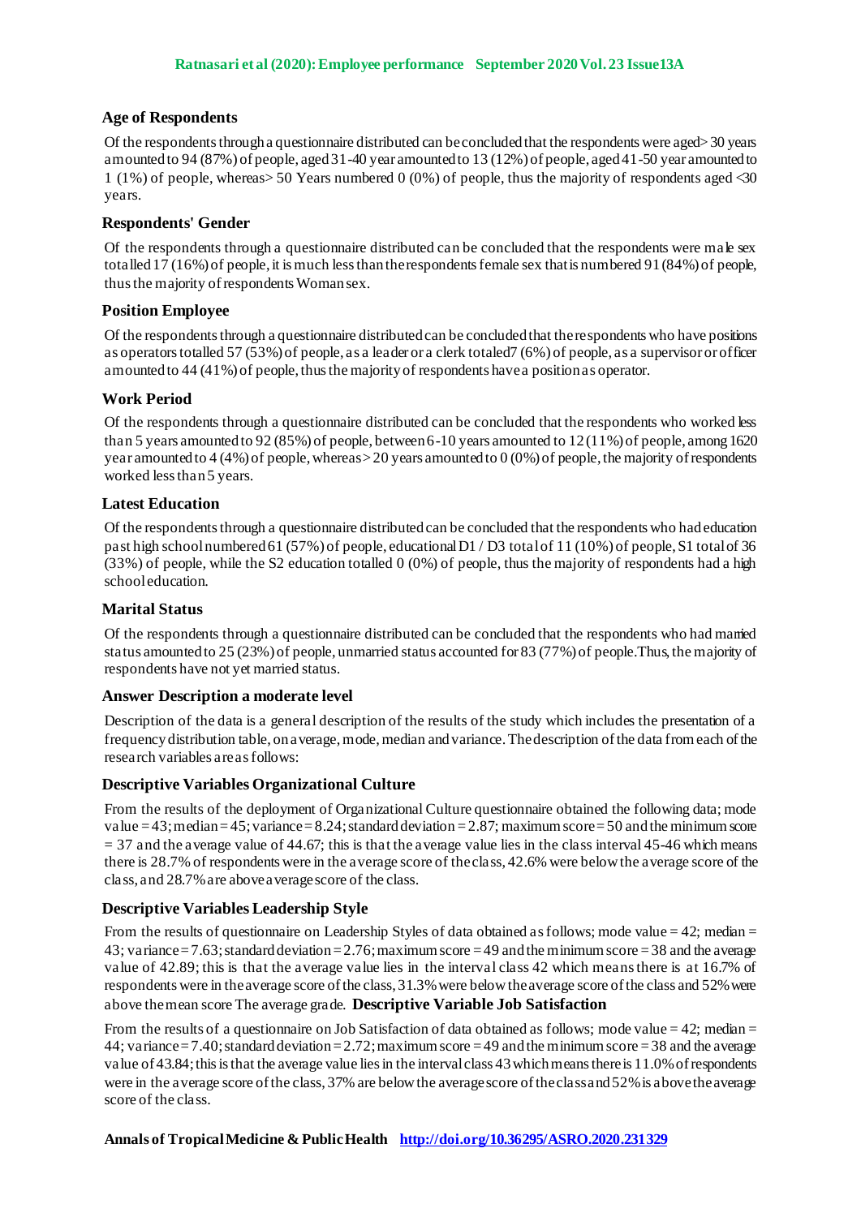### Age of Respondents

Of the respondents through a questionnaire distributed can be concluded that the respondents were aged> 30 years amounted to 94 (87%) of people, aged 31-40 year amounted to 13 (12%) of people, aged 41-50 year amounted to 1 (1%) of people, whereas> 50 Years numbered 0 (0%) of people, thus the majority of respondents aged <30 years.

### Respondents' Gender

Of the respondents through a questionnaire distributed can be concluded that the respondents were male sex totalled 17 (16%) of people, it is much less than the respondents female sex that is numbered 91 (84%) of people, thus the majority of respondents Woman sex.

### Position Employee

Of the respondents through a questionnaire distributed can be concluded that the respondents who have positions as operators totalled 57 (53%) of people, as a leader or a clerk totaled7 (6%) of people, as a supervisor or officer amounted to 44 (41%) of people, thus the majority of respondents have a position as operator.

### Work Period

Of the respondents through a questionnaire distributed can be concluded that the respondents who worked less than 5 years amounted to 92 (85%) of people, between 6-10 years amounted to 12 (11%) of people, among 1620 year amounted to 4 (4%) of people, whereas > 20 years amounted to 0 (0%) of people, the majority of respondents worked less than 5 years.

### Latest Education

Of the respondents through a questionnaire distributed can be concluded that the respondents who had education past high school numbered 61 (57%) of people, educational D1 / D3 total of 11 (10%) of people, S1 total of 36 (33%) of people, while the S2 education totalled 0 (0%) of people, thus the majority of respondents had a high school education.

### Marital Status

Of the respondents through a questionnaire distributed can be concluded that the respondents who had married status amounted to 25 (23%) of people, unmarried status accounted for 83 (77%) of people.Thus, the majority of respondents have not yet married status.

### Answer Description a moderate level

Description of the data is a general description of the results of the study which includes the presentation of a frequency distribution table, on average, mode, median and variance. The description of the data from each of the research variables are as follows:

### Descriptive Variables Organizational Culture

From the results of the deployment of Organizational Culture questionnaire obtained the following data; mode value = 43; median = 45; variance = 8.24; standard deviation = 2.87; maximum score = 50 and the minimum score = 37 and the average value of 44.67; this is that the average value lies in the class interval 45-46 which means there is 28.7% of respondents were in the average score of the class, 42.6% were below the average score of the class, and 28.7% are above average score of the class.

### Descriptive Variables Leadership Style

From the results of questionnaire on Leadership Styles of data obtained as follows; mode value = 42; median = 43; variance = 7.63; standard deviation = 2.76; maximum score = 49 and the minimum score = 38 and the average value of 42.89; this is that the average value lies in the interval class 42 which means there is at 16.7% of respondents were in the average score of the class, 31.3% were below the average score of the class and 52% were above the mean score The average grade.

### Descriptive Variable Job Satisfaction

From the results of a questionnaire on Job Satisfaction of data obtained as follows; mode value = 42; median = 44; variance = 7.40; standard deviation = 2.72; maximum score = 49 and the minimum score = 38 and the average value of 43.84; this is that the average value lies in the interval class 43 which means there is 11.0% of respondents were in the average score of the class, 37% are below the average score of the class and 52% is above the average score of the class.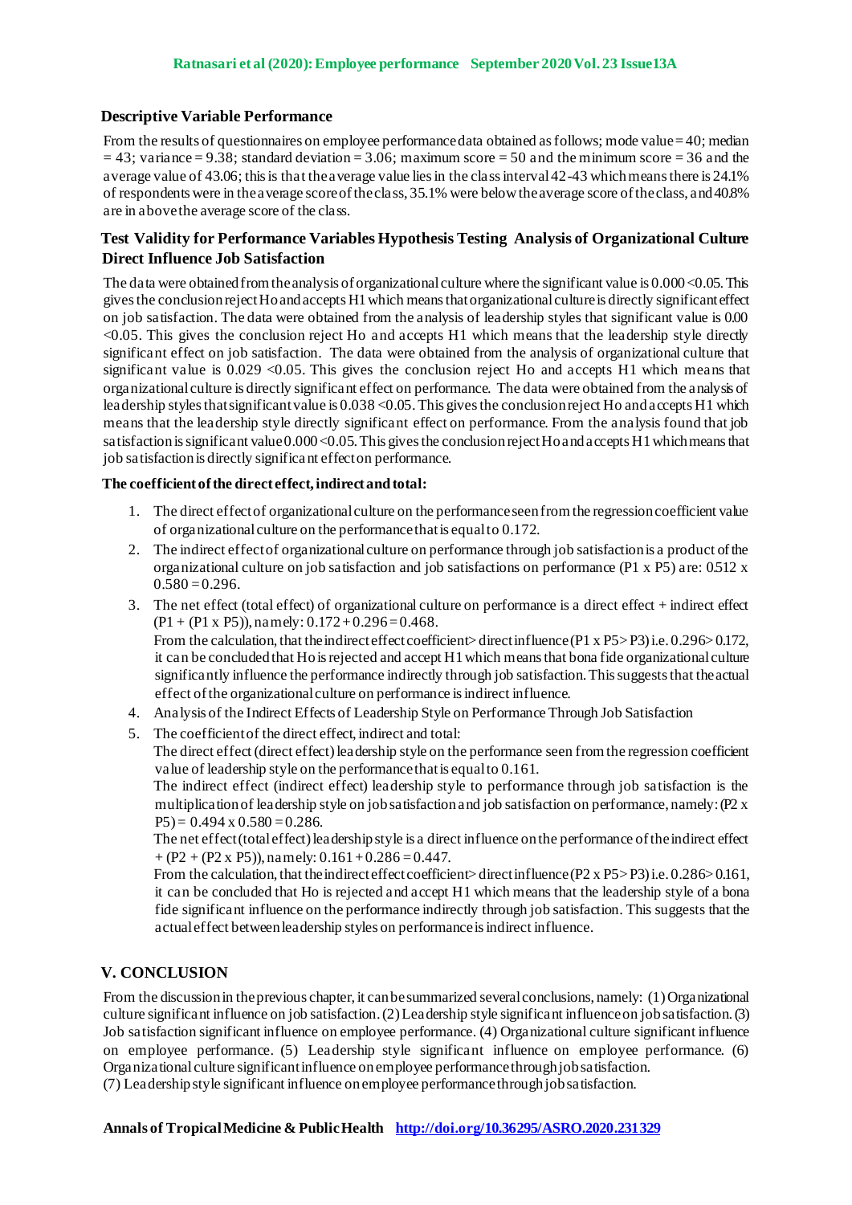### Descriptive Variable Performance

From the results of questionnaires on employee performance data obtained as follows; mode value = 40; median = 43; variance = 9.38; standard deviation = 3.06; maximum score = 50 and the minimum score = 36 and the average value of 43.06; this is that the average value lies in the class interval 42-43 which means there is 24.1% of respondents were in the average score of the class, 35.1% were below the average score of the class, and 40.8% are in above the average score of the class.

### Test Validity for Performance Variables Hypothesis Testing Analysis of Organizational Culture Direct Influence Job Satisfaction

The data were obtained from the analysis of organizational culture where the significant value is 0.000 <0.05. This gives the conclusion reject Ho and accepts H1 which means that organizational culture is directly significant effect on job satisfaction. The data were obtained from the analysis of leadership styles that significant value is 0.00 <0.05. This gives the conclusion reject Ho and accepts H1 which means that the leadership style directly significant effect on job satisfaction. The data were obtained from the analysis of organizational culture that significant value is 0.029 <0.05. This gives the conclusion reject Ho and accepts H1 which means that organizational culture is directly significant effect on performance. The data were obtained from the analysis of leadership styles that significant value is 0.038 <0.05. This gives the conclusion reject Ho and accepts H1 which means that the leadership style directly significant effect on performance. From the analysis found that job satisfaction is significant value 0.000 <0.05. This gives the conclusion reject Ho and accepts H1 which means that job satisfaction is directly significant effect on performance.

**The coefficient of the direct effect, indirect and total:**

1. The direct effect of organizational culture on the performance seen from the regression coefficient value of organizational culture on the performance that is equal to 0.172.
2. The indirect effect of organizational culture on performance through job satisfaction is a product of the organizational culture on job satisfaction and job satisfactions on performance (P1 x P5) are: 0.512 x 0.580 = 0.296.
3. The net effect (total effect) of organizational culture on performance is a direct effect + indirect effect (P1 + (P1 x P5)), namely: 0.172 + 0.296 = 0.468.
   From the calculation, that the indirect effect coefficient> direct influence (P1 x P5> P3) i.e. 0.296> 0.172, it can be concluded that Ho is rejected and accept H1 which means that bona fide organizational culture significantly influence the performance indirectly through job satisfaction. This suggests that the actual effect of the organizational culture on performance is indirect influence.
4. Analysis of the Indirect Effects of Leadership Style on Performance Through Job Satisfaction
5. The coefficient of the direct effect, indirect and total:
   The direct effect (direct effect) leadership style on the performance seen from the regression coefficient value of leadership style on the performance that is equal to 0.161.
   The indirect effect (indirect effect) leadership style to performance through job satisfaction is the multiplication of leadership style on job satisfaction and job satisfaction on performance, namely: (P2 x P5) = 0.494 x 0.580 = 0.286.
   The net effect (total effect) leadership style is a direct influence on the performance of the indirect effect + (P2 + (P2 x P5)), namely: 0.161 + 0.286 = 0.447.
   From the calculation, that the indirect effect coefficient> direct influence (P2 x P5> P3) i.e. 0.286> 0.161, it can be concluded that Ho is rejected and accept H1 which means that the leadership style of a bona fide significant influence on the performance indirectly through job satisfaction. This suggests that the actual effect between leadership styles on performance is indirect influence.

## V. CONCLUSION

From the discussion in the previous chapter, it can be summarized several conclusions, namely: (1) Organizational culture significant influence on job satisfaction. (2) Leadership style significant influence on job satisfaction. (3) Job satisfaction significant influence on employee performance. (4) Organizational culture significant influence on employee performance. (5) Leadership style significant influence on employee performance. (6) Organizational culture significant influence on employee performance through job satisfaction.
(7) Leadership style significant influence on employee performance through job satisfaction.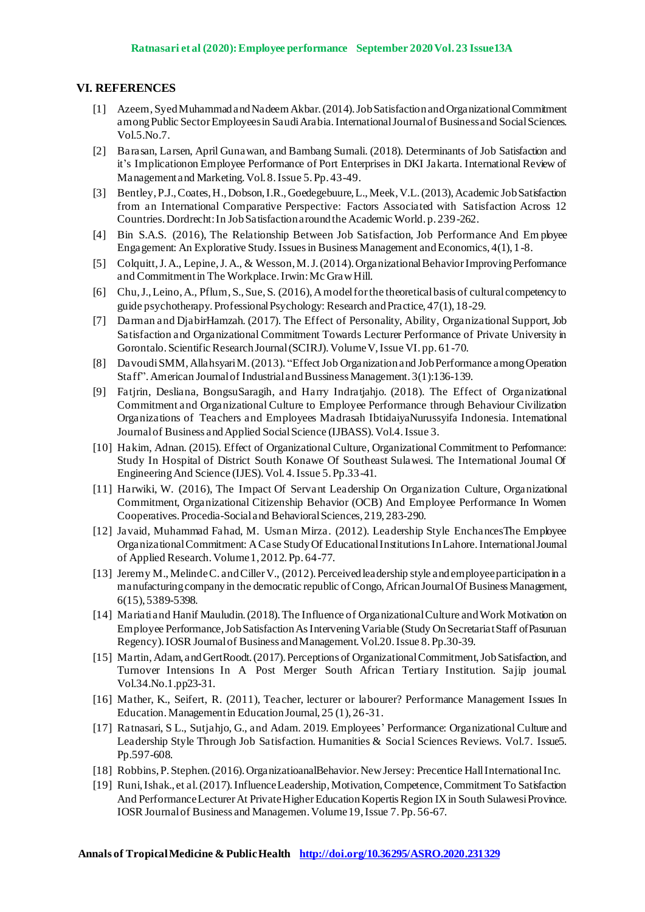## VI. REFERENCES

[1] Azeem, Syed Muhammad and Nadeem Akbar. (2014). Job Satisfaction and Organizational Commitment among Public Sector Employees in Saudi Arabia. International Journal of Business and Social Sciences. Vol.5.No.7.

[2] Barasan, Larsen, April Gunawan, and Bambang Sumali. (2018). Determinants of Job Satisfaction and it's Implicationon Employee Performance of Port Enterprises in DKI Jakarta. International Review of Management and Marketing. Vol. 8. Issue 5. Pp. 43-49.

[3] Bentley, P.J., Coates, H., Dobson, I.R., Goedegebuure, L., Meek, V.L. (2013), Academic Job Satisfaction from an International Comparative Perspective: Factors Associated with Satisfaction Across 12 Countries. Dordrecht: In Job Satisfaction around the Academic World. p. 239-262.

[4] Bin S.A.S. (2016), The Relationship Between Job Satisfaction, Job Performance And Employee Engagement: An Explorative Study. Issues in Business Management and Economics, 4(1), 1-8.

[5] Colquitt, J. A., Lepine, J. A., & Wesson, M. J. (2014). Organizational Behavior Improving Performance and Commitment in The Workplace. Irwin: Mc Graw Hill.

[6] Chu, J., Leino, A., Pflum, S., Sue, S. (2016), A model for the theoretical basis of cultural competency to guide psychotherapy. Professional Psychology: Research and Practice, 47(1), 18-29.

[7] Darman and DjabirHamzah. (2017). The Effect of Personality, Ability, Organizational Support, Job Satisfaction and Organizational Commitment Towards Lecturer Performance of Private University in Gorontalo. Scientific Research Journal (SCIRJ). Volume V, Issue VI. pp. 61-70.

[8] Davoudi SMM, Allahsyari M. (2013). "Effect Job Organization and Job Performance among Operation Staff". American Journal of Industrial and Bussiness Management. 3(1):136-139.

[9] Fatjrin, Desliana, BongsuSaragih, and Harry Indratjahjo. (2018). The Effect of Organizational Commitment and Organizational Culture to Employee Performance through Behaviour Civilization Organizations of Teachers and Employees Madrasah IbtidaiyaNurussyifa Indonesia. International Journal of Business and Applied Social Science (IJBASS). Vol.4. Issue 3.

[10] Hakim, Adnan. (2015). Effect of Organizational Culture, Organizational Commitment to Performance: Study In Hospital of District South Konawe Of Southeast Sulawesi. The International Journal Of Engineering And Science (IJES). Vol. 4. Issue 5. Pp.33-41.

[11] Harwiki, W. (2016), The Impact Of Servant Leadership On Organization Culture, Organizational Commitment, Organizational Citizenship Behavior (OCB) And Employee Performance In Women Cooperatives. Procedia-Social and Behavioral Sciences, 219, 283-290.

[12] Javaid, Muhammad Fahad, M. Usman Mirza. (2012). Leadership Style EnchancesThe Employee Organizational Commitment: A Case Study Of Educational Institutions In Lahore. International Journal of Applied Research. Volume 1, 2012. Pp. 64-77.

[13] Jeremy M., Melinde C. and Ciller V., (2012). Perceived leadership style and employee participation in a manufacturing company in the democratic republic of Congo, African Journal Of Business Management, 6(15), 5389-5398.

[14] Mariati and Hanif Mauludin. (2018). The Influence of Organizational Culture and Work Motivation on Employee Performance, Job Satisfaction As Intervening Variable (Study On Secretariat Staff of Pasuruan Regency). IOSR Journal of Business and Management. Vol.20. Issue 8. Pp.30-39.

[15] Martin, Adam, and GertRoodt. (2017). Perceptions of Organizational Commitment, Job Satisfaction, and Turnover Intensions In A Post Merger South African Tertiary Institution. Sajip journal. Vol.34.No.1.pp23-31.

[16] Mather, K., Seifert, R. (2011), Teacher, lecturer or labourer? Performance Management Issues In Education. Management in Education Journal, 25 (1), 26-31.

[17] Ratnasari, S L., Sutjahjo, G., and Adam. 2019. Employees' Performance: Organizational Culture and Leadership Style Through Job Satisfaction. Humanities & Social Sciences Reviews. Vol.7. Issue5. Pp.597-608.

[18] Robbins, P. Stephen. (2016). OrganizatioanalBehavior. New Jersey: Precentice Hall International Inc.

[19] Runi, Ishak., et al. (2017). Influence Leadership, Motivation, Competence, Commitment To Satisfaction And Performance Lecturer At Private Higher Education Kopertis Region IX in South Sulawesi Province. IOSR Journal of Business and Managemen. Volume 19, Issue 7. Pp. 56-67.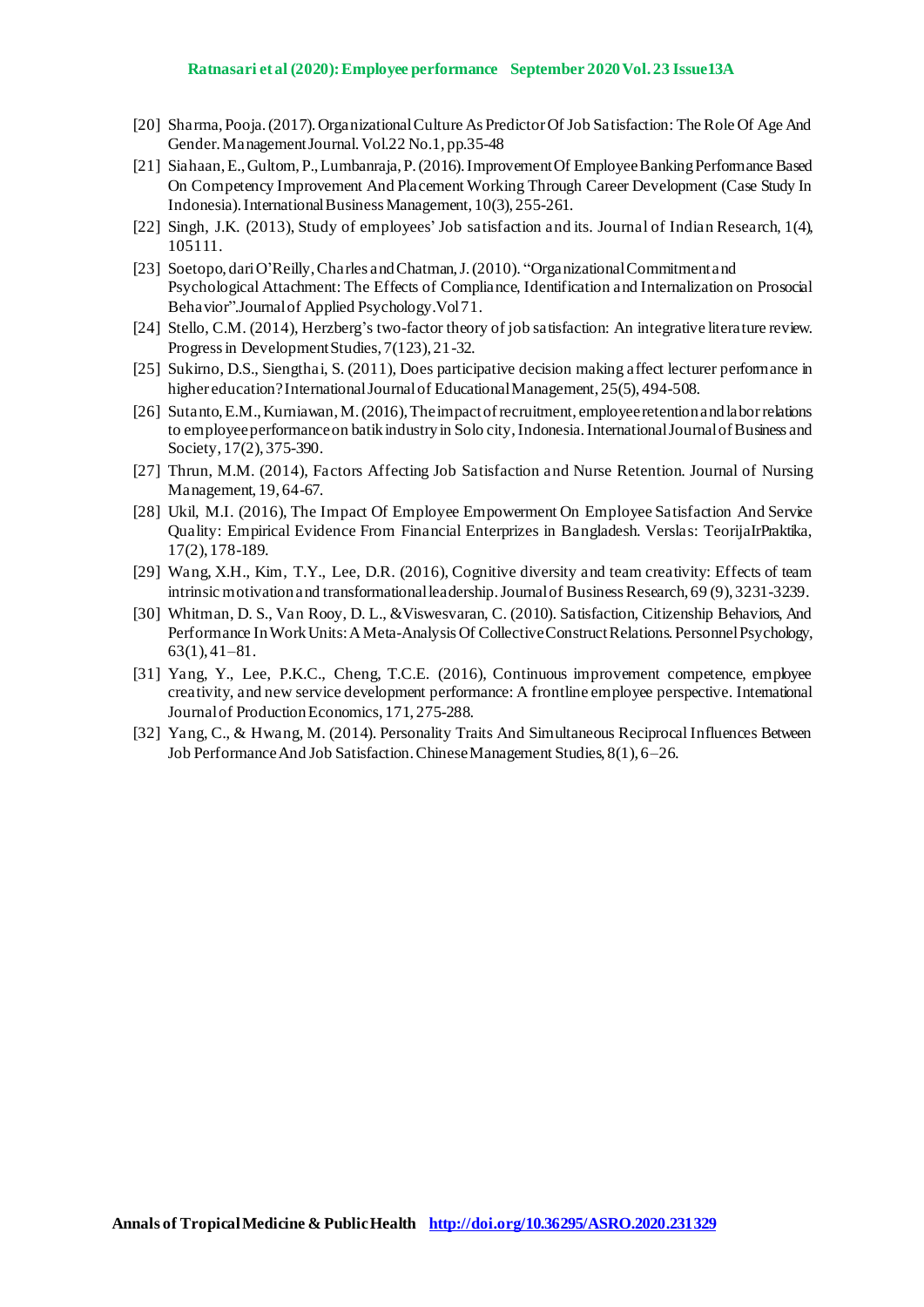[20] Sharma, Pooja. (2017). Organizational Culture As Predictor Of Job Satisfaction: The Role Of Age And Gender. Management Journal. Vol.22 No.1, pp.35-48

[21] Siahaan, E., Gultom, P., Lumbanraja, P. (2016). Improvement Of Employee Banking Performance Based On Competency Improvement And Placement Working Through Career Development (Case Study In Indonesia). International Business Management, 10(3), 255-261.

[22] Singh, J.K. (2013), Study of employees' Job satisfaction and its. Journal of Indian Research, 1(4), 105111.

[23] Soetopo, dari O'Reilly, Charles and Chatman, J. (2010). "Organizational Commitment and Psychological Attachment: The Effects of Compliance, Identification and Internalization on Prosocial Behavior".Journal of Applied Psychology.Vol 71.

[24] Stello, C.M. (2014), Herzberg's two-factor theory of job satisfaction: An integrative literature review. Progress in Development Studies, 7(123), 21-32.

[25] Sukirno, D.S., Siengthai, S. (2011), Does participative decision making affect lecturer performance in higher education? International Journal of Educational Management, 25(5), 494-508.

[26] Sutanto, E.M., Kurniawan, M. (2016), The impact of recruitment, employee retention and labor relations to employee performance on batik industry in Solo city, Indonesia. International Journal of Business and Society, 17(2), 375-390.

[27] Thrun, M.M. (2014), Factors Affecting Job Satisfaction and Nurse Retention. Journal of Nursing Management, 19, 64-67.

[28] Ukil, M.I. (2016), The Impact Of Employee Empowerment On Employee Satisfaction And Service Quality: Empirical Evidence From Financial Enterprizes in Bangladesh. Verslas: TeorijaIrPraktika, 17(2), 178-189.

[29] Wang, X.H., Kim, T.Y., Lee, D.R. (2016), Cognitive diversity and team creativity: Effects of team intrinsic motivation and transformational leadership. Journal of Business Research, 69 (9), 3231-3239.

[30] Whitman, D. S., Van Rooy, D. L., &Viswesvaran, C. (2010). Satisfaction, Citizenship Behaviors, And Performance In Work Units: A Meta-Analysis Of Collective Construct Relations. Personnel Psychology, 63(1), 41–81.

[31] Yang, Y., Lee, P.K.C., Cheng, T.C.E. (2016), Continuous improvement competence, employee creativity, and new service development performance: A frontline employee perspective. International Journal of Production Economics, 171, 275-288.

[32] Yang, C., & Hwang, M. (2014). Personality Traits And Simultaneous Reciprocal Influences Between Job Performance And Job Satisfaction. Chinese Management Studies, 8(1), 6–26.